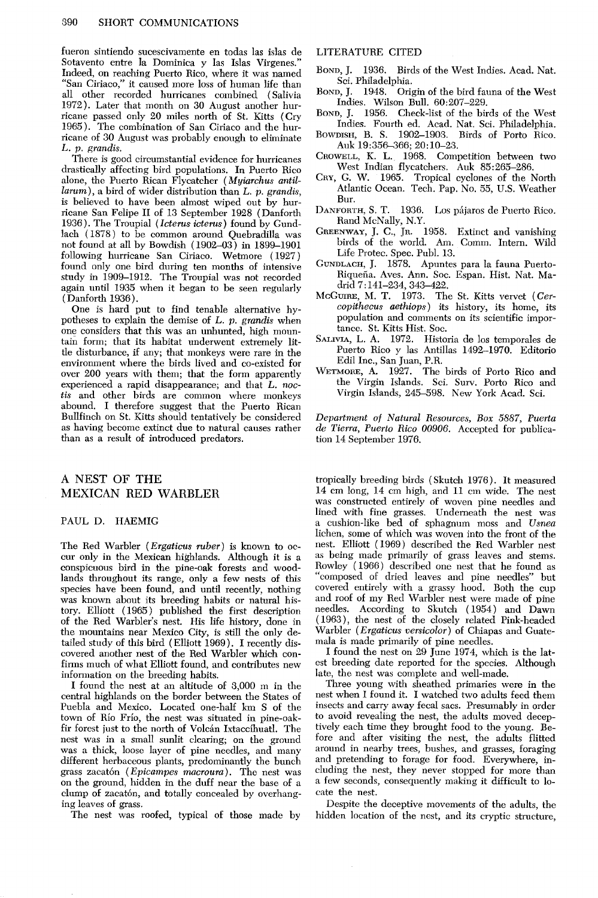fueron sintiendo sucesicvamente en todas las islas de Sotavento entre la Dominica y las Islas Virgenes." Indeed, on reaching Puerto Rico, where it was named "San Ciriaco," it caused more loss of human life than all other recorded hurricanes combined (Salivia 1972). Later that month on 30 August another hurricane passed only 20 miles north of St. Kitts (Cry 1965). The combination of San Ciriaco and the hurricane of 30 August was probably enough to eliminate *L. p. grandis*.

There is good circumstantial evidence for hurricanes drastically affecting bird populations. In Puerto Rico alone, the Puerto Rican Flycatcher (*Myiarchus antillarum*), a bird of wider distribution than *L. p. grandis*, is believed to have been almost wiped out by hurricane San Felipe II of 13 September 1928 (Danforth 1936). The Troupial (*Icterus icterus*) found by Gundlach (1878) to be common around Quebradilla was not found at all by Bowdish (1902–03) in 1899–1901 following hurricane San Ciriaco. Wetmore (1927) found only one bird during ten months of intensive study in 1909–1912. The Troupial was not recorded again until 1935 when it began to be seen regularly (Danforth 1936).

One is hard put to find tenable alternative hypotheses to explain the demise of *L. p. grandis* when one considers that this was an unhunted, high mountain form; that its habitat underwent extremely little disturbance, if any; that monkeys were rare in the environment where the birds lived and co-existed for over 200 years with them; that the form apparently experienced a rapid disappearance; and that *L. noctis* and other birds are common where monkeys abound. I therefore suggest that the Puerto Rican Bullfinch on St. Kitts should tentatively be considered as having become extinct due to natural causes rather than as a result of introduced predators.

## LITERATURE CITED

Bond, J. 1936. Birds of the West Indies. Acad. Nat. Sci. Philadelphia.

Bond, J. 1948. Origin of the bird fauna of the West Indies. Wilson Bull. 60:207–229.

Bond, J. 1956. Check-list of the birds of the West Indies. Fourth ed. Acad. Nat. Sci. Philadelphia.

Bowdish, B. S. 1902–1903. Birds of Porto Rico. Auk 19:356–366; 20:10–23.

Crowell, K. L. 1968. Competition between two West Indian flycatchers. Auk 85:265–286.

Cry, G. W. 1965. Tropical cyclones of the North Atlantic Ocean. Tech. Pap. No. 55, U.S. Weather Bur.

Danforth, S. T. 1936. Los pájaros de Puerto Rico. Rand McNally, N.Y.

Greenway, J. C., Jr. 1958. Extinct and vanishing birds of the world. Am. Comm. Intern. Wild Life Protec. Spec. Publ. 13.

Gundlach, J. 1878. Apuntes para la fauna Puerto-Riqueña. Aves. Ann. Soc. Espan. Hist. Nat. Madrid 7:141–234, 343–422.

McGuire, M. T. 1973. The St. Kitts vervet (*Cercopithecus aethiops*) its history, its home, its population and comments on its scientific importance. St. Kitts Hist. Soc.

Salivia, L. A. 1972. Historia de los temporales de Puerto Rico y las Antillas 1492–1970. Editorio Edil Inc., San Juan, P.R.

Wetmore, A. 1927. The birds of Porto Rico and the Virgin Islands. Sci. Surv. Porto Rico and Virgin Islands, 245–598. New York Acad. Sci.

*Department of Natural Resources, Box 5887, Puerta de Tierra, Puerto Rico 00906. Accepted for publication 14 September 1976.*

# A NEST OF THE MEXICAN RED WARBLER

PAUL D. HAEMIG

The Red Warbler (*Ergaticus ruber*) is known to occur only in the Mexican highlands. Although it is a conspicuous bird in the pine-oak forests and woodlands throughout its range, only a few nests of this species have been found, and until recently, nothing was known about its breeding habits or natural history. Elliott (1965) published the first description of the Red Warbler's nest. His life history, done in the mountains near Mexico City, is still the only detailed study of this bird (Elliott 1969). I recently discovered another nest of the Red Warbler which confirms much of what Elliott found, and contributes new information on the breeding habits.

I found the nest at an altitude of 3,000 m in the central highlands on the border between the States of Puebla and Mexico. Located one-half km S of the town of Río Frío, the nest was situated in pine-oak-fir forest just to the north of Volcán Ixtaccíhuatl. The nest was in a small sunlit clearing; on the ground was a thick, loose layer of pine needles, and many different herbaceous plants, predominantly the bunch grass zacatón (*Epicampes macroura*). The nest was on the ground, hidden in the duff near the base of a clump of zacatón, and totally concealed by overhanging leaves of grass.

The nest was roofed, typical of those made by tropically breeding birds (Skutch 1976). It measured 14 cm long, 14 cm high, and 11 cm wide. The nest was constructed entirely of woven pine needles and lined with fine grasses. Underneath the nest was a cushion-like bed of sphagnum moss and *Usnea* lichen, some of which was woven into the front of the nest. Elliott (1969) described the Red Warbler nest as being made primarily of grass leaves and stems. Rowley (1966) described one nest that he found as "composed of dried leaves and pine needles" but covered entirely with a grassy hood. Both the cup and roof of my Red Warbler nest were made of pine needles. According to Skutch (1954) and Dawn (1963), the nest of the closely related Pink-headed Warbler (*Ergaticus versicolor*) of Chiapas and Guatemala is made primarily of pine needles.

I found the nest on 29 June 1974, which is the latest breeding date reported for the species. Although late, the nest was complete and well-made.

Three young with sheathed primaries were in the nest when I found it. I watched two adults feed them insects and carry away fecal sacs. Presumably in order to avoid revealing the nest, the adults moved deceptively each time they brought food to the young. Before and after visiting the nest, the adults flitted around in nearby trees, bushes, and grasses, foraging and pretending to forage for food. Everywhere, including the nest, they never stopped for more than a few seconds, consequently making it difficult to locate the nest.

Despite the deceptive movements of the adults, the hidden location of the nest, and its cryptic structure,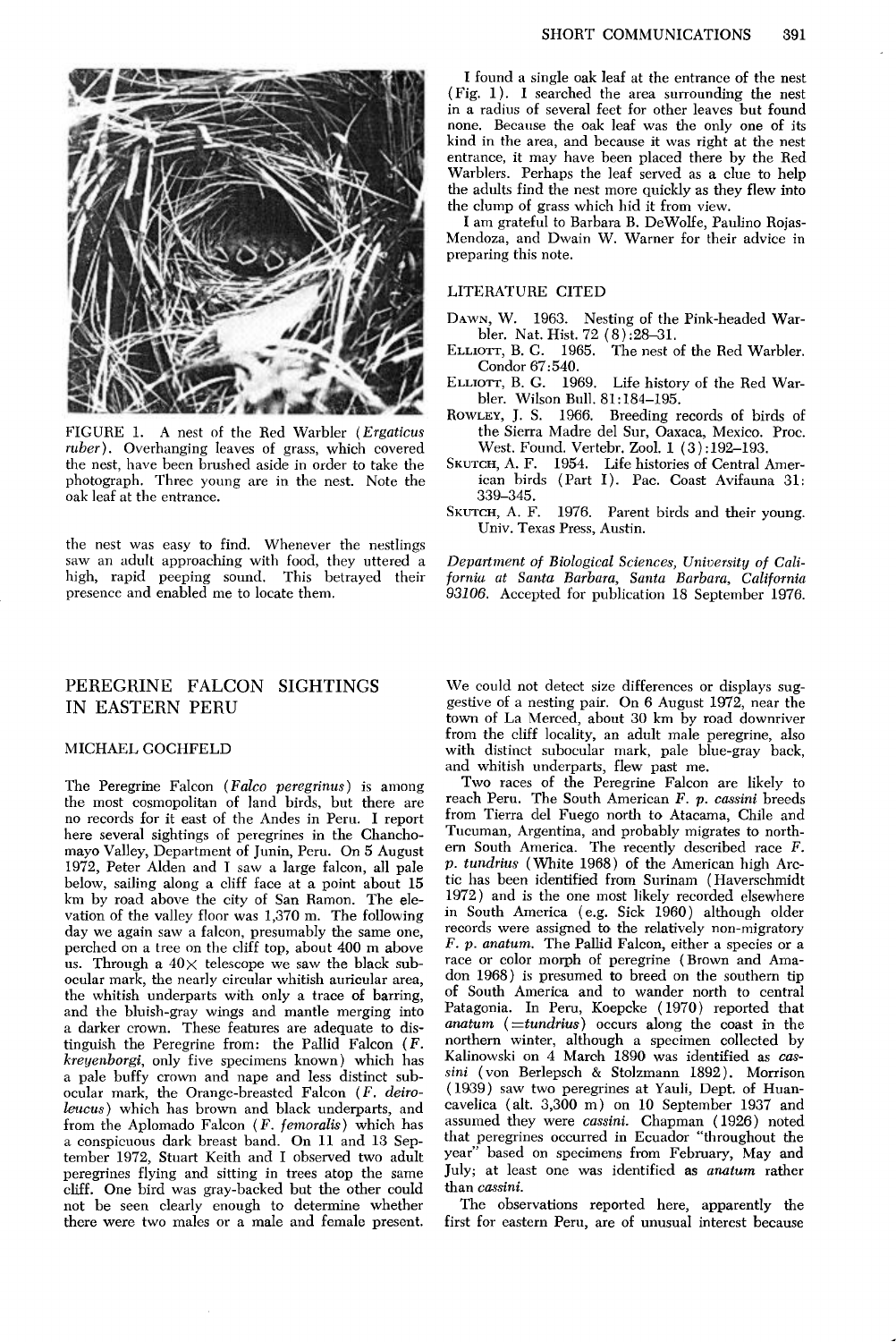FIGURE 1. A nest of the Red Warbler (*Ergaticus ruber*). Overhanging leaves of grass, which covered the nest, have been brushed aside in order to take the photograph. Three young are in the nest. Note the oak leaf at the entrance.

the nest was easy to find. Whenever the nestlings saw an adult approaching with food, they uttered a high, rapid peeping sound. This betrayed their presence and enabled me to locate them.

I found a single oak leaf at the entrance of the nest (Fig. 1). I searched the area surrounding the nest in a radius of several feet for other leaves but found none. Because the oak leaf was the only one of its kind in the area, and because it was right at the nest entrance, it may have been placed there by the Red Warblers. Perhaps the leaf served as a clue to help the adults find the nest more quickly as they flew into the clump of grass which hid it from view.

I am grateful to Barbara B. DeWolfe, Paulino Rojas-Mendoza, and Dwain W. Warner for their advice in preparing this note.

## LITERATURE CITED

DAWN, W. 1963. Nesting of the Pink-headed Warbler. Nat. Hist. 72 (8):28–31.

ELLIOTT, B. G. 1965. The nest of the Red Warbler. Condor 67:540.

ELLIOTT, B. G. 1969. Life history of the Red Warbler. Wilson Bull. 81:184–195.

ROWLEY, J. S. 1966. Breeding records of birds of the Sierra Madre del Sur, Oaxaca, Mexico. Proc. West. Found. Vertebr. Zool. 1 (3):192–193.

SKUTCH, A. F. 1954. Life histories of Central American birds (Part I). Pac. Coast Avifauna 31: 339–345.

SKUTCH, A. F. 1976. Parent birds and their young. Univ. Texas Press, Austin.

*Department of Biological Sciences, University of California at Santa Barbara, Santa Barbara, California 93106.* Accepted for publication 18 September 1976.

# PEREGRINE FALCON SIGHTINGS IN EASTERN PERU

MICHAEL GOCHFELD

The Peregrine Falcon (*Falco peregrinus*) is among the most cosmopolitan of land birds, but there are no records for it east of the Andes in Peru. I report here several sightings of peregrines in the Chanchomayo Valley, Department of Junin, Peru. On 5 August 1972, Peter Alden and I saw a large falcon, all pale below, sailing along a cliff face at a point about 15 km by road above the city of San Ramon. The elevation of the valley floor was 1,370 m. The following day we again saw a falcon, presumably the same one, perched on a tree on the cliff top, about 400 m above us. Through a 40× telescope we saw the black subocular mark, the nearly circular whitish auricular area, the whitish underparts with only a trace of barring, and the bluish-gray wings and mantle merging into a darker crown. These features are adequate to distinguish the Peregrine from: the Pallid Falcon (*F. kreyenborgi*, only five specimens known) which has a pale buffy crown and nape and less distinct subocular mark, the Orange-breasted Falcon (*F. deiroleucus*) which has brown and black underparts, and from the Aplomado Falcon (*F. femoralis*) which has a conspicuous dark breast band. On 11 and 13 September 1972, Stuart Keith and I observed two adult peregrines flying and sitting in trees atop the same cliff. One bird was gray-backed but the other could not be seen clearly enough to determine whether there were two males or a male and female present. We could not detect size differences or displays suggestive of a nesting pair. On 6 August 1972, near the town of La Merced, about 30 km by road downriver from the cliff locality, an adult male peregrine, also with distinct subocular mark, pale blue-gray back, and whitish underparts, flew past me.

Two races of the Peregrine Falcon are likely to reach Peru. The South American *F. p. cassini* breeds from Tierra del Fuego north to Atacama, Chile and Tucuman, Argentina, and probably migrates to northern South America. The recently described race *F. p. tundrius* (White 1968) of the American high Arctic has been identified from Surinam (Haverschmidt 1972) and is the one most likely recorded elsewhere in South America (e.g. Sick 1960) although older records were assigned to the relatively non-migratory *F. p. anatum*. The Pallid Falcon, either a species or a race or color morph of peregrine (Brown and Amadon 1968) is presumed to breed on the southern tip of South America and to wander north to central Patagonia. In Peru, Koepcke (1970) reported that *anatum* (=*tundrius*) occurs along the coast in the northern winter, although a specimen collected by Kalinowski on 4 March 1890 was identified as *cassini* (von Berlepsch & Stolzmann 1892). Morrison (1939) saw two peregrines at Yauli, Dept. of Huancavelica (alt. 3,300 m) on 10 September 1937 and assumed they were *cassini*. Chapman (1926) noted that peregrines occurred in Ecuador "throughout the year" based on specimens from February, May and July; at least one was identified as *anatum* rather than *cassini*.

The observations reported here, apparently the first for eastern Peru, are of unusual interest because